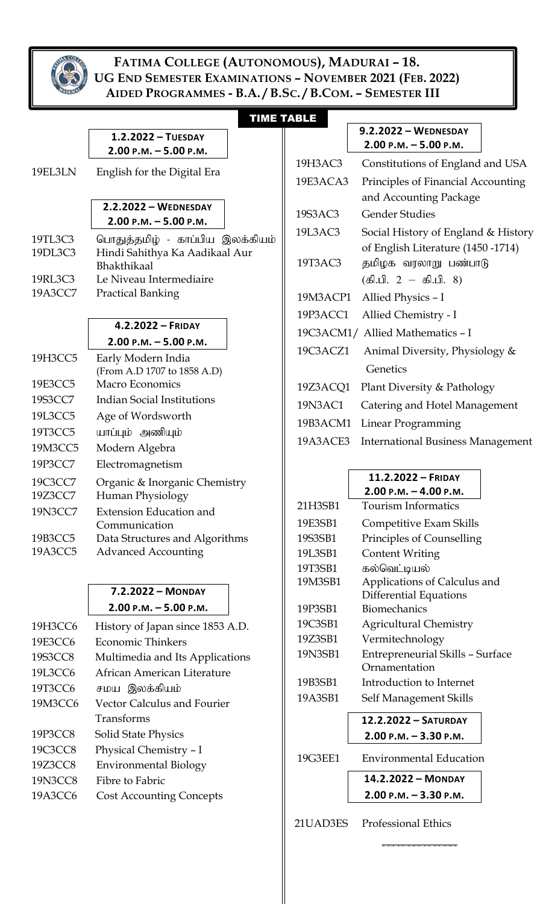# FATIMA COLLEGE (AUTONOMOUS), MADURAI – 18.
## UG END SEMESTER EXAMINATIONS – NOVEMBER 2021 (FEB. 2022)
### AIDED PROGRAMMES - B.A. / B.SC. / B.COM. – SEMESTER III

**TIME TABLE**

**1.2.2022 – TUESDAY**
**2.00 P.M. – 5.00 P.M.**

| Code | Subject |
|---|---|
| 19EL3LN | English for the Digital Era |

**2.2.2022 – WEDNESDAY**
**2.00 P.M. – 5.00 P.M.**

| Code | Subject |
|---|---|
| 19TL3C3 | பொதுத்தமிழ் - காப்பிய இலக்கியம் |
| 19DL3C3 | Hindi Sahithya Ka Aadikaal Aur Bhakthikaal |
| 19RL3C3 | Le Niveau Intermediaire |
| 19A3CC7 | Practical Banking |

**4.2.2022 – FRIDAY**
**2.00 P.M. – 5.00 P.M.**

| Code | Subject |
|---|---|
| 19H3CC5 | Early Modern India (From A.D 1707 to 1858 A.D) |
| 19E3CC5 | Macro Economics |
| 19S3CC7 | Indian Social Institutions |
| 19L3CC5 | Age of Wordsworth |
| 19T3CC5 | யாப்பும் அணியும் |
| 19M3CC5 | Modern Algebra |
| 19P3CC7 | Electromagnetism |
| 19C3CC7 | Organic & Inorganic Chemistry |
| 19Z3CC7 | Human Physiology |
| 19N3CC7 | Extension Education and Communication |
| 19B3CC5 | Data Structures and Algorithms |
| 19A3CC5 | Advanced Accounting |

**7.2.2022 – MONDAY**
**2.00 P.M. – 5.00 P.M.**

| Code | Subject |
|---|---|
| 19H3CC6 | History of Japan since 1853 A.D. |
| 19E3CC6 | Economic Thinkers |
| 19S3CC8 | Multimedia and Its Applications |
| 19L3CC6 | African American Literature |
| 19T3CC6 | சமய இலக்கியம் |
| 19M3CC6 | Vector Calculus and Fourier Transforms |
| 19P3CC8 | Solid State Physics |
| 19C3CC8 | Physical Chemistry – I |
| 19Z3CC8 | Environmental Biology |
| 19N3CC8 | Fibre to Fabric |
| 19A3CC6 | Cost Accounting Concepts |

**9.2.2022 – WEDNESDAY**
**2.00 P.M. – 5.00 P.M.**

| Code | Subject |
|---|---|
| 19H3AC3 | Constitutions of England and USA |
| 19E3ACA3 | Principles of Financial Accounting and Accounting Package |
| 19S3AC3 | Gender Studies |
| 19L3AC3 | Social History of England & History of English Literature (1450 -1714) |
| 19T3AC3 | தமிழக வரலாறு பண்பாடு (கி.பி. 2 – கி.பி. 8) |
| 19M3ACP1 | Allied Physics – I |
| 19P3ACC1 | Allied Chemistry - I |
| 19C3ACM1/ | Allied Mathematics – I |
| 19C3ACZ1 | Animal Diversity, Physiology & Genetics |
| 19Z3ACQ1 | Plant Diversity & Pathology |
| 19N3AC1 | Catering and Hotel Management |
| 19B3ACM1 | Linear Programming |
| 19A3ACE3 | International Business Management |

**11.2.2022 – FRIDAY**
**2.00 P.M. – 4.00 P.M.**

| Code | Subject |
|---|---|
| 21H3SB1 | Tourism Informatics |
| 19E3SB1 | Competitive Exam Skills |
| 19S3SB1 | Principles of Counselling |
| 19L3SB1 | Content Writing |
| 19T3SB1 | கல்வெட்டியல் |
| 19M3SB1 | Applications of Calculus and Differential Equations |
| 19P3SB1 | Biomechanics |
| 19C3SB1 | Agricultural Chemistry |
| 19Z3SB1 | Vermitechnology |
| 19N3SB1 | Entrepreneurial Skills – Surface Ornamentation |
| 19B3SB1 | Introduction to Internet |
| 19A3SB1 | Self Management Skills |

**12.2.2022 – SATURDAY**
**2.00 P.M. – 3.30 P.M.**

| Code | Subject |
|---|---|
| 19G3EE1 | Environmental Education |

**14.2.2022 – MONDAY**
**2.00 P.M. – 3.30 P.M.**

| Code | Subject |
|---|---|
| 21UAD3ES | Professional Ethics |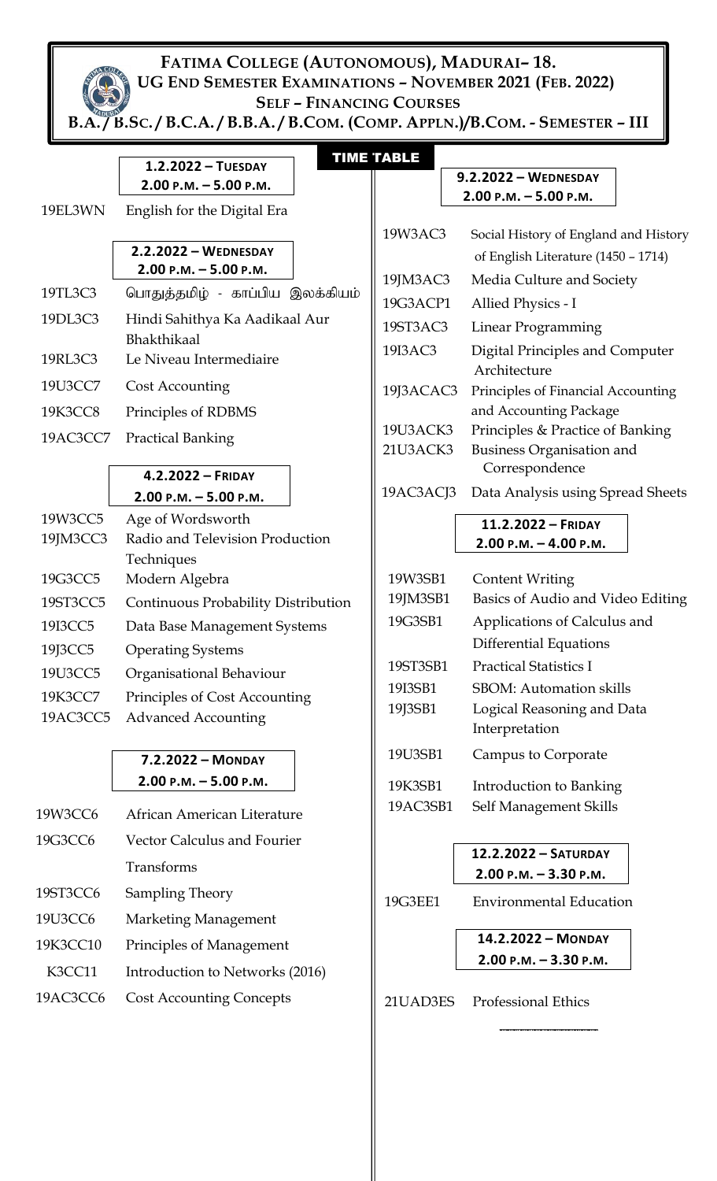# FATIMA COLLEGE (AUTONOMOUS), MADURAI– 18.

## UG END SEMESTER EXAMINATIONS – NOVEMBER 2021 (FEB. 2022)

### SELF – FINANCING COURSES

### B.A. / B.SC. / B.C.A. / B.B.A. / B.COM. (COMP. APPLN.)/B.COM. - SEMESTER – III

**TIME TABLE**

**1.2.2022 – TUESDAY**
**2.00 P.M. – 5.00 P.M.**

| | |
|---|---|
| 19EL3WN | English for the Digital Era |

**2.2.2022 – WEDNESDAY**
**2.00 P.M. – 5.00 P.M.**

| | |
|---|---|
| 19TL3C3 | பொதுத்தமிழ் - காப்பிய இலக்கியம் |
| 19DL3C3 | Hindi Sahithya Ka Aadikaal Aur Bhakthikaal |
| 19RL3C3 | Le Niveau Intermediaire |
| 19U3CC7 | Cost Accounting |
| 19K3CC8 | Principles of RDBMS |
| 19AC3CC7 | Practical Banking |

**4.2.2022 – FRIDAY**
**2.00 P.M. – 5.00 P.M.**

| | |
|---|---|
| 19W3CC5 | Age of Wordsworth |
| 19JM3CC3 | Radio and Television Production Techniques |
| 19G3CC5 | Modern Algebra |
| 19ST3CC5 | Continuous Probability Distribution |
| 19I3CC5 | Data Base Management Systems |
| 19J3CC5 | Operating Systems |
| 19U3CC5 | Organisational Behaviour |
| 19K3CC7 | Principles of Cost Accounting |
| 19AC3CC5 | Advanced Accounting |

**7.2.2022 – MONDAY**
**2.00 P.M. – 5.00 P.M.**

| | |
|---|---|
| 19W3CC6 | African American Literature |
| 19G3CC6 | Vector Calculus and Fourier Transforms |
| 19ST3CC6 | Sampling Theory |
| 19U3CC6 | Marketing Management |
| 19K3CC10 | Principles of Management |
| K3CC11 | Introduction to Networks (2016) |
| 19AC3CC6 | Cost Accounting Concepts |

**9.2.2022 – WEDNESDAY**
**2.00 P.M. – 5.00 P.M.**

| | |
|---|---|
| 19W3AC3 | Social History of England and History of English Literature (1450 – 1714) |
| 19JM3AC3 | Media Culture and Society |
| 19G3ACP1 | Allied Physics - I |
| 19ST3AC3 | Linear Programming |
| 19I3AC3 | Digital Principles and Computer Architecture |
| 19J3ACAC3 | Principles of Financial Accounting and Accounting Package |
| 19U3ACK3 | Principles & Practice of Banking |
| 21U3ACK3 | Business Organisation and Correspondence |
| 19AC3ACJ3 | Data Analysis using Spread Sheets |

**11.2.2022 – FRIDAY**
**2.00 P.M. – 4.00 P.M.**

| | |
|---|---|
| 19W3SB1 | Content Writing |
| 19JM3SB1 | Basics of Audio and Video Editing |
| 19G3SB1 | Applications of Calculus and Differential Equations |
| 19ST3SB1 | Practical Statistics I |
| 19I3SB1 | SBOM: Automation skills |
| 19J3SB1 | Logical Reasoning and Data Interpretation |
| 19U3SB1 | Campus to Corporate |
| 19K3SB1 | Introduction to Banking |
| 19AC3SB1 | Self Management Skills |

**12.2.2022 – SATURDAY**
**2.00 P.M. – 3.30 P.M.**

| | |
|---|---|
| 19G3EE1 | Environmental Education |

**14.2.2022 – MONDAY**
**2.00 P.M. – 3.30 P.M.**

| | |
|---|---|
| 21UAD3ES | Professional Ethics |